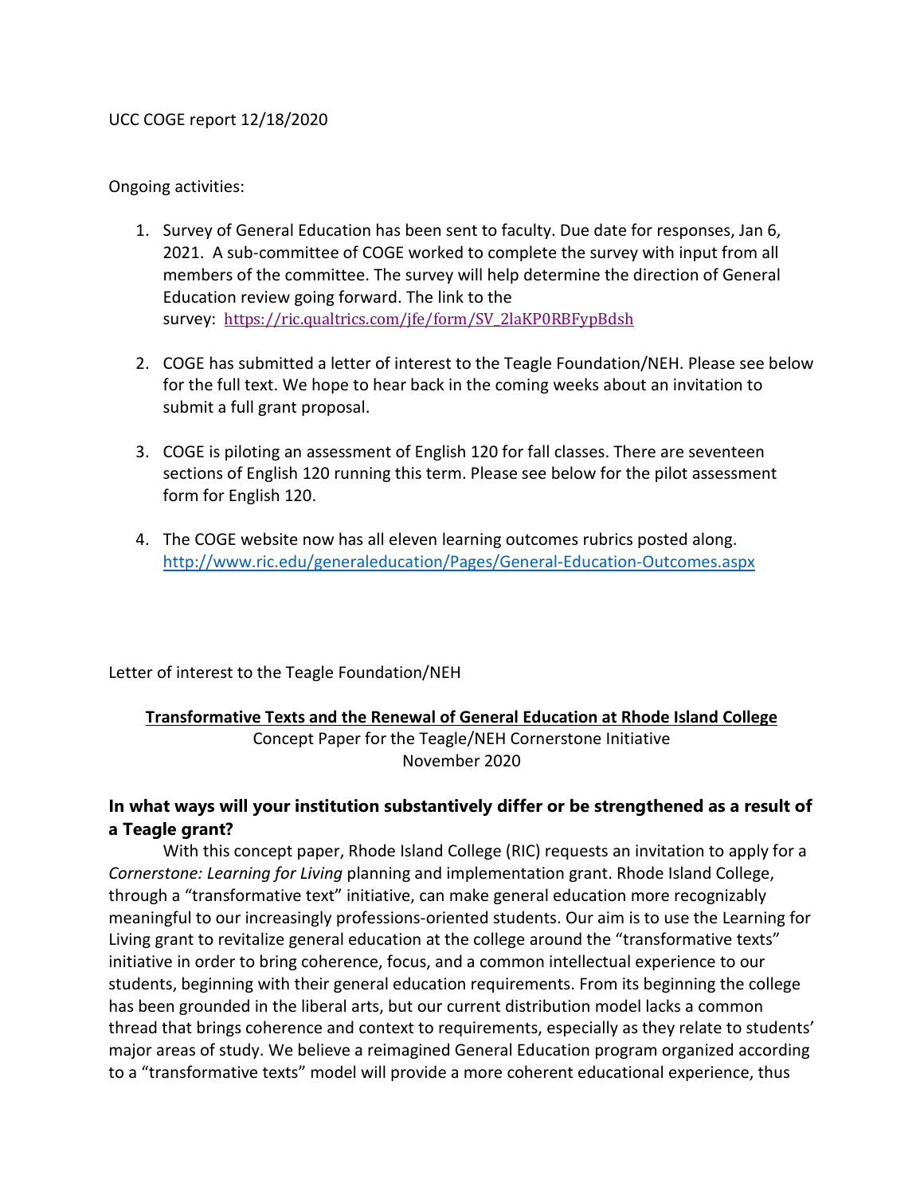UCC COGE report 12/18/2020

Ongoing activities:

1. Survey of General Education has been sent to faculty. Due date for responses, Jan 6, 2021. A sub-committee of COGE worked to complete the survey with input from all members of the committee. The survey will help determine the direction of General Education review going forward. The link to the survey: https://ric.qualtrics.com/jfe/form/SV_2laKP0RBFypBdsh

2. COGE has submitted a letter of interest to the Teagle Foundation/NEH. Please see below for the full text. We hope to hear back in the coming weeks about an invitation to submit a full grant proposal.

3. COGE is piloting an assessment of English 120 for fall classes. There are seventeen sections of English 120 running this term. Please see below for the pilot assessment form for English 120.

4. The COGE website now has all eleven learning outcomes rubrics posted along. http://www.ric.edu/generaleducation/Pages/General-Education-Outcomes.aspx

Letter of interest to the Teagle Foundation/NEH

<u>**Transformative Texts and the Renewal of General Education at Rhode Island College**</u>
Concept Paper for the Teagle/NEH Cornerstone Initiative
November 2020

### In what ways will your institution substantively differ or be strengthened as a result of a Teagle grant?

With this concept paper, Rhode Island College (RIC) requests an invitation to apply for a *Cornerstone: Learning for Living* planning and implementation grant. Rhode Island College, through a "transformative text" initiative, can make general education more recognizably meaningful to our increasingly professions-oriented students. Our aim is to use the Learning for Living grant to revitalize general education at the college around the "transformative texts" initiative in order to bring coherence, focus, and a common intellectual experience to our students, beginning with their general education requirements. From its beginning the college has been grounded in the liberal arts, but our current distribution model lacks a common thread that brings coherence and context to requirements, especially as they relate to students' major areas of study. We believe a reimagined General Education program organized according to a "transformative texts" model will provide a more coherent educational experience, thus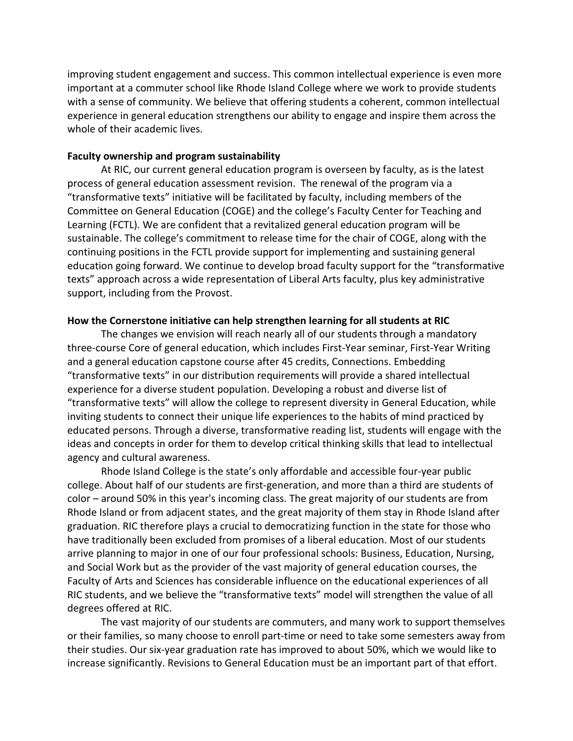improving student engagement and success. This common intellectual experience is even more important at a commuter school like Rhode Island College where we work to provide students with a sense of community. We believe that offering students a coherent, common intellectual experience in general education strengthens our ability to engage and inspire them across the whole of their academic lives.

**Faculty ownership and program sustainability**

At RIC, our current general education program is overseen by faculty, as is the latest process of general education assessment revision. The renewal of the program via a "transformative texts" initiative will be facilitated by faculty, including members of the Committee on General Education (COGE) and the college's Faculty Center for Teaching and Learning (FCTL). We are confident that a revitalized general education program will be sustainable. The college's commitment to release time for the chair of COGE, along with the continuing positions in the FCTL provide support for implementing and sustaining general education going forward. We continue to develop broad faculty support for the "transformative texts" approach across a wide representation of Liberal Arts faculty, plus key administrative support, including from the Provost.

**How the Cornerstone initiative can help strengthen learning for all students at RIC**

The changes we envision will reach nearly all of our students through a mandatory three-course Core of general education, which includes First-Year seminar, First-Year Writing and a general education capstone course after 45 credits, Connections. Embedding "transformative texts" in our distribution requirements will provide a shared intellectual experience for a diverse student population. Developing a robust and diverse list of "transformative texts" will allow the college to represent diversity in General Education, while inviting students to connect their unique life experiences to the habits of mind practiced by educated persons. Through a diverse, transformative reading list, students will engage with the ideas and concepts in order for them to develop critical thinking skills that lead to intellectual agency and cultural awareness.

Rhode Island College is the state's only affordable and accessible four-year public college. About half of our students are first-generation, and more than a third are students of color – around 50% in this year's incoming class. The great majority of our students are from Rhode Island or from adjacent states, and the great majority of them stay in Rhode Island after graduation. RIC therefore plays a crucial to democratizing function in the state for those who have traditionally been excluded from promises of a liberal education. Most of our students arrive planning to major in one of our four professional schools: Business, Education, Nursing, and Social Work but as the provider of the vast majority of general education courses, the Faculty of Arts and Sciences has considerable influence on the educational experiences of all RIC students, and we believe the "transformative texts" model will strengthen the value of all degrees offered at RIC.

The vast majority of our students are commuters, and many work to support themselves or their families, so many choose to enroll part-time or need to take some semesters away from their studies. Our six-year graduation rate has improved to about 50%, which we would like to increase significantly. Revisions to General Education must be an important part of that effort.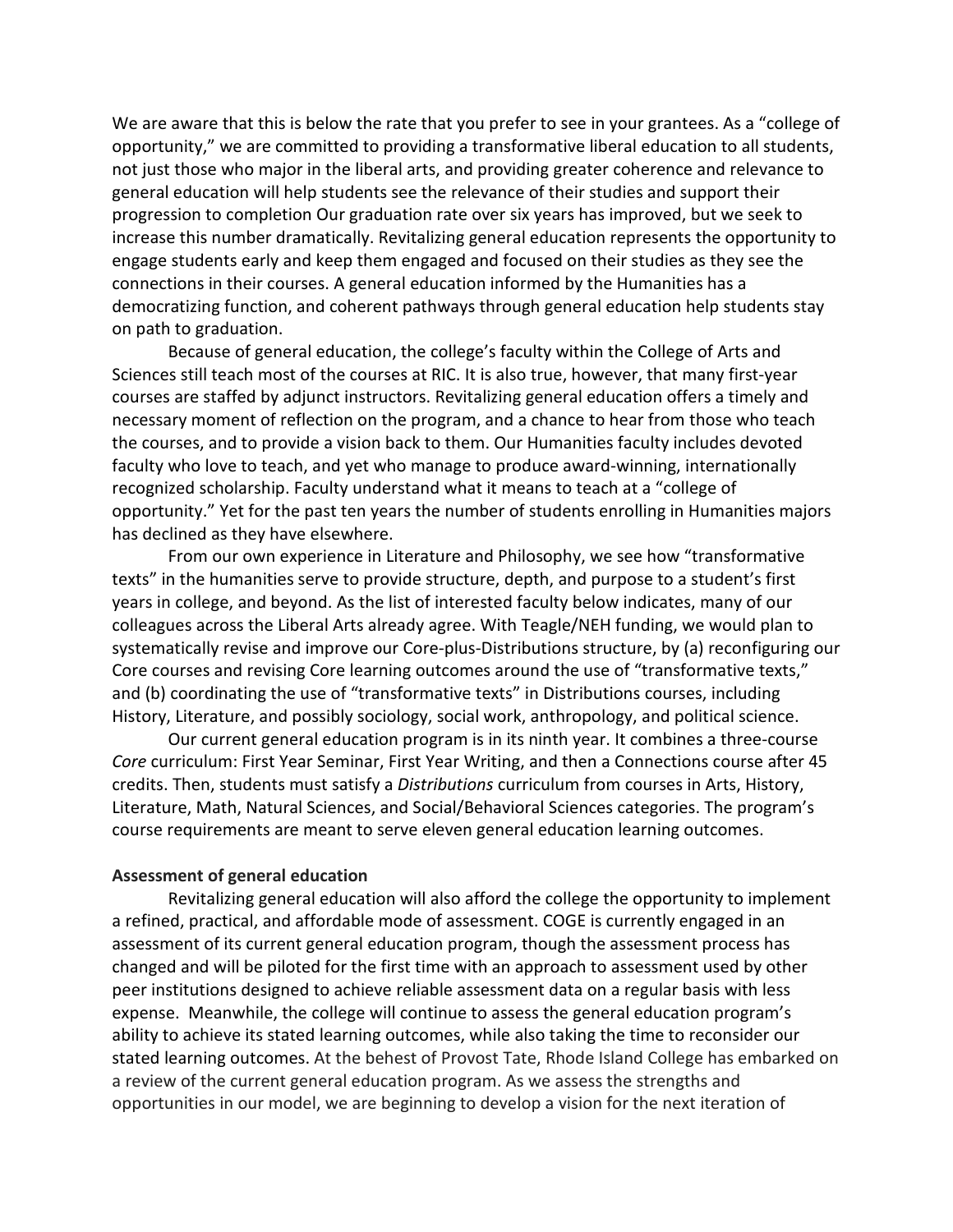We are aware that this is below the rate that you prefer to see in your grantees. As a "college of opportunity," we are committed to providing a transformative liberal education to all students, not just those who major in the liberal arts, and providing greater coherence and relevance to general education will help students see the relevance of their studies and support their progression to completion Our graduation rate over six years has improved, but we seek to increase this number dramatically. Revitalizing general education represents the opportunity to engage students early and keep them engaged and focused on their studies as they see the connections in their courses. A general education informed by the Humanities has a democratizing function, and coherent pathways through general education help students stay on path to graduation.

Because of general education, the college's faculty within the College of Arts and Sciences still teach most of the courses at RIC. It is also true, however, that many first-year courses are staffed by adjunct instructors. Revitalizing general education offers a timely and necessary moment of reflection on the program, and a chance to hear from those who teach the courses, and to provide a vision back to them. Our Humanities faculty includes devoted faculty who love to teach, and yet who manage to produce award-winning, internationally recognized scholarship. Faculty understand what it means to teach at a "college of opportunity." Yet for the past ten years the number of students enrolling in Humanities majors has declined as they have elsewhere.

From our own experience in Literature and Philosophy, we see how "transformative texts" in the humanities serve to provide structure, depth, and purpose to a student's first years in college, and beyond. As the list of interested faculty below indicates, many of our colleagues across the Liberal Arts already agree. With Teagle/NEH funding, we would plan to systematically revise and improve our Core-plus-Distributions structure, by (a) reconfiguring our Core courses and revising Core learning outcomes around the use of "transformative texts," and (b) coordinating the use of "transformative texts" in Distributions courses, including History, Literature, and possibly sociology, social work, anthropology, and political science.

Our current general education program is in its ninth year. It combines a three-course *Core* curriculum: First Year Seminar, First Year Writing, and then a Connections course after 45 credits. Then, students must satisfy a *Distributions* curriculum from courses in Arts, History, Literature, Math, Natural Sciences, and Social/Behavioral Sciences categories. The program's course requirements are meant to serve eleven general education learning outcomes.

**Assessment of general education**

Revitalizing general education will also afford the college the opportunity to implement a refined, practical, and affordable mode of assessment. COGE is currently engaged in an assessment of its current general education program, though the assessment process has changed and will be piloted for the first time with an approach to assessment used by other peer institutions designed to achieve reliable assessment data on a regular basis with less expense. Meanwhile, the college will continue to assess the general education program's ability to achieve its stated learning outcomes, while also taking the time to reconsider our stated learning outcomes. At the behest of Provost Tate, Rhode Island College has embarked on a review of the current general education program. As we assess the strengths and opportunities in our model, we are beginning to develop a vision for the next iteration of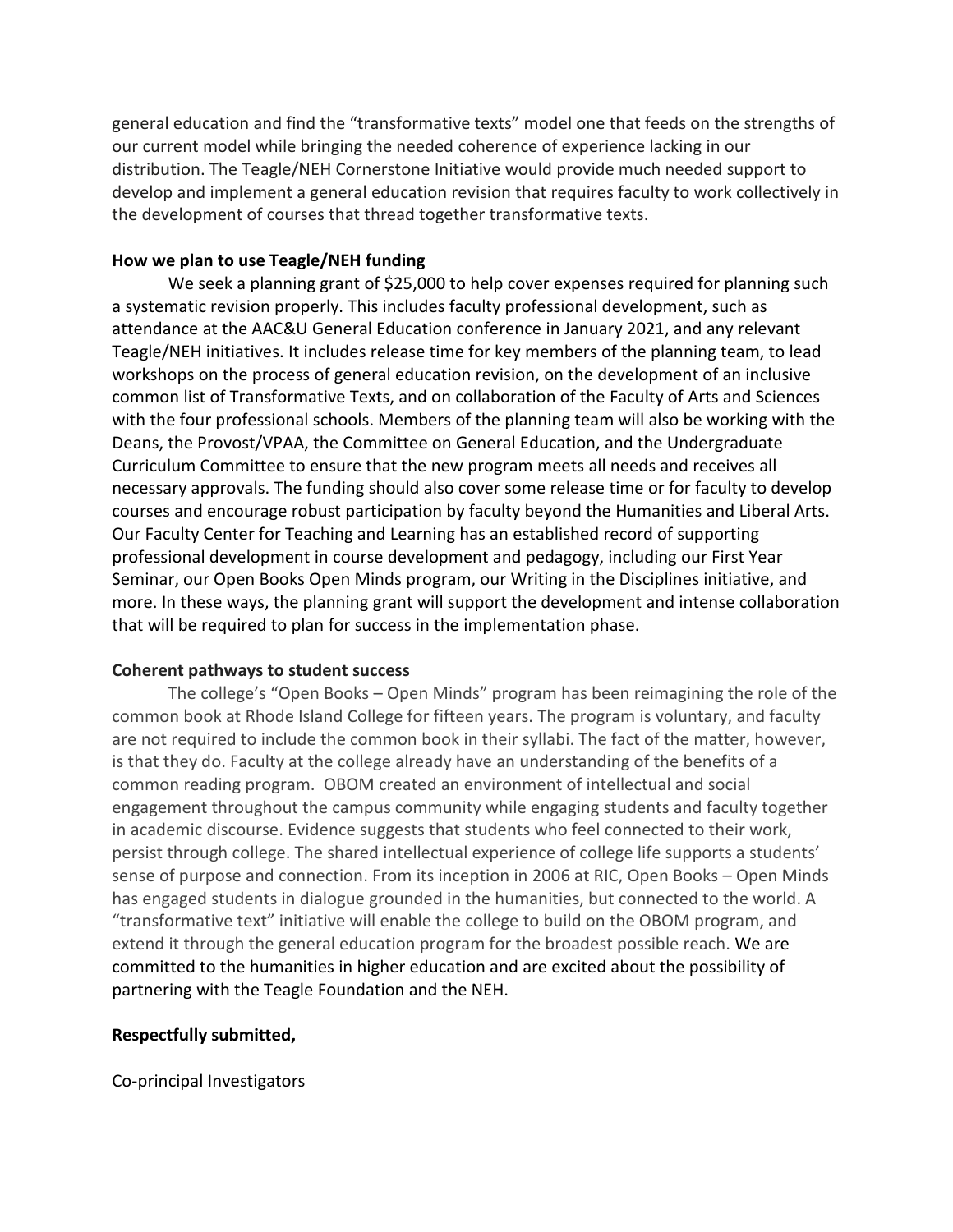general education and find the "transformative texts" model one that feeds on the strengths of our current model while bringing the needed coherence of experience lacking in our distribution. The Teagle/NEH Cornerstone Initiative would provide much needed support to develop and implement a general education revision that requires faculty to work collectively in the development of courses that thread together transformative texts.

**How we plan to use Teagle/NEH funding**

We seek a planning grant of $25,000 to help cover expenses required for planning such a systematic revision properly. This includes faculty professional development, such as attendance at the AAC&U General Education conference in January 2021, and any relevant Teagle/NEH initiatives. It includes release time for key members of the planning team, to lead workshops on the process of general education revision, on the development of an inclusive common list of Transformative Texts, and on collaboration of the Faculty of Arts and Sciences with the four professional schools. Members of the planning team will also be working with the Deans, the Provost/VPAA, the Committee on General Education, and the Undergraduate Curriculum Committee to ensure that the new program meets all needs and receives all necessary approvals. The funding should also cover some release time or for faculty to develop courses and encourage robust participation by faculty beyond the Humanities and Liberal Arts. Our Faculty Center for Teaching and Learning has an established record of supporting professional development in course development and pedagogy, including our First Year Seminar, our Open Books Open Minds program, our Writing in the Disciplines initiative, and more. In these ways, the planning grant will support the development and intense collaboration that will be required to plan for success in the implementation phase.

**Coherent pathways to student success**

The college's "Open Books – Open Minds" program has been reimagining the role of the common book at Rhode Island College for fifteen years. The program is voluntary, and faculty are not required to include the common book in their syllabi. The fact of the matter, however, is that they do. Faculty at the college already have an understanding of the benefits of a common reading program. OBOM created an environment of intellectual and social engagement throughout the campus community while engaging students and faculty together in academic discourse. Evidence suggests that students who feel connected to their work, persist through college. The shared intellectual experience of college life supports a students' sense of purpose and connection. From its inception in 2006 at RIC, Open Books – Open Minds has engaged students in dialogue grounded in the humanities, but connected to the world. A "transformative text" initiative will enable the college to build on the OBOM program, and extend it through the general education program for the broadest possible reach. We are committed to the humanities in higher education and are excited about the possibility of partnering with the Teagle Foundation and the NEH.

**Respectfully submitted,**

Co-principal Investigators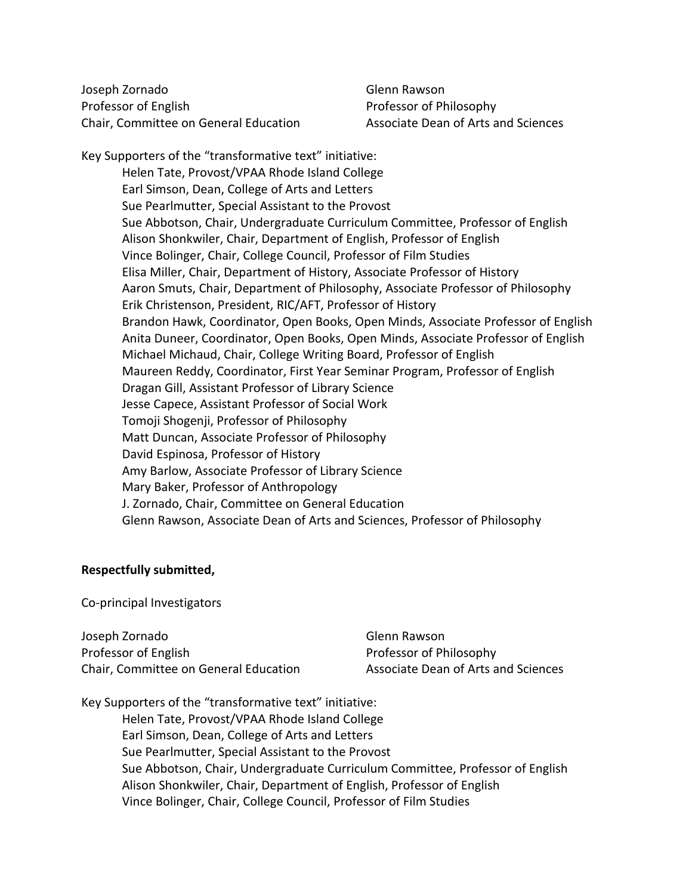Joseph Zornado
Professor of English
Chair, Committee on General Education

Glenn Rawson
Professor of Philosophy
Associate Dean of Arts and Sciences

Key Supporters of the "transformative text" initiative:

- Helen Tate, Provost/VPAA Rhode Island College
- Earl Simson, Dean, College of Arts and Letters
- Sue Pearlmutter, Special Assistant to the Provost
- Sue Abbotson, Chair, Undergraduate Curriculum Committee, Professor of English
- Alison Shonkwiler, Chair, Department of English, Professor of English
- Vince Bolinger, Chair, College Council, Professor of Film Studies
- Elisa Miller, Chair, Department of History, Associate Professor of History
- Aaron Smuts, Chair, Department of Philosophy, Associate Professor of Philosophy
- Erik Christenson, President, RIC/AFT, Professor of History
- Brandon Hawk, Coordinator, Open Books, Open Minds, Associate Professor of English
- Anita Duneer, Coordinator, Open Books, Open Minds, Associate Professor of English
- Michael Michaud, Chair, College Writing Board, Professor of English
- Maureen Reddy, Coordinator, First Year Seminar Program, Professor of English
- Dragan Gill, Assistant Professor of Library Science
- Jesse Capece, Assistant Professor of Social Work
- Tomoji Shogenji, Professor of Philosophy
- Matt Duncan, Associate Professor of Philosophy
- David Espinosa, Professor of History
- Amy Barlow, Associate Professor of Library Science
- Mary Baker, Professor of Anthropology
- J. Zornado, Chair, Committee on General Education
- Glenn Rawson, Associate Dean of Arts and Sciences, Professor of Philosophy

**Respectfully submitted,**

Co-principal Investigators

Joseph Zornado
Professor of English
Chair, Committee on General Education

Glenn Rawson
Professor of Philosophy
Associate Dean of Arts and Sciences

Key Supporters of the "transformative text" initiative:

- Helen Tate, Provost/VPAA Rhode Island College
- Earl Simson, Dean, College of Arts and Letters
- Sue Pearlmutter, Special Assistant to the Provost
- Sue Abbotson, Chair, Undergraduate Curriculum Committee, Professor of English
- Alison Shonkwiler, Chair, Department of English, Professor of English
- Vince Bolinger, Chair, College Council, Professor of Film Studies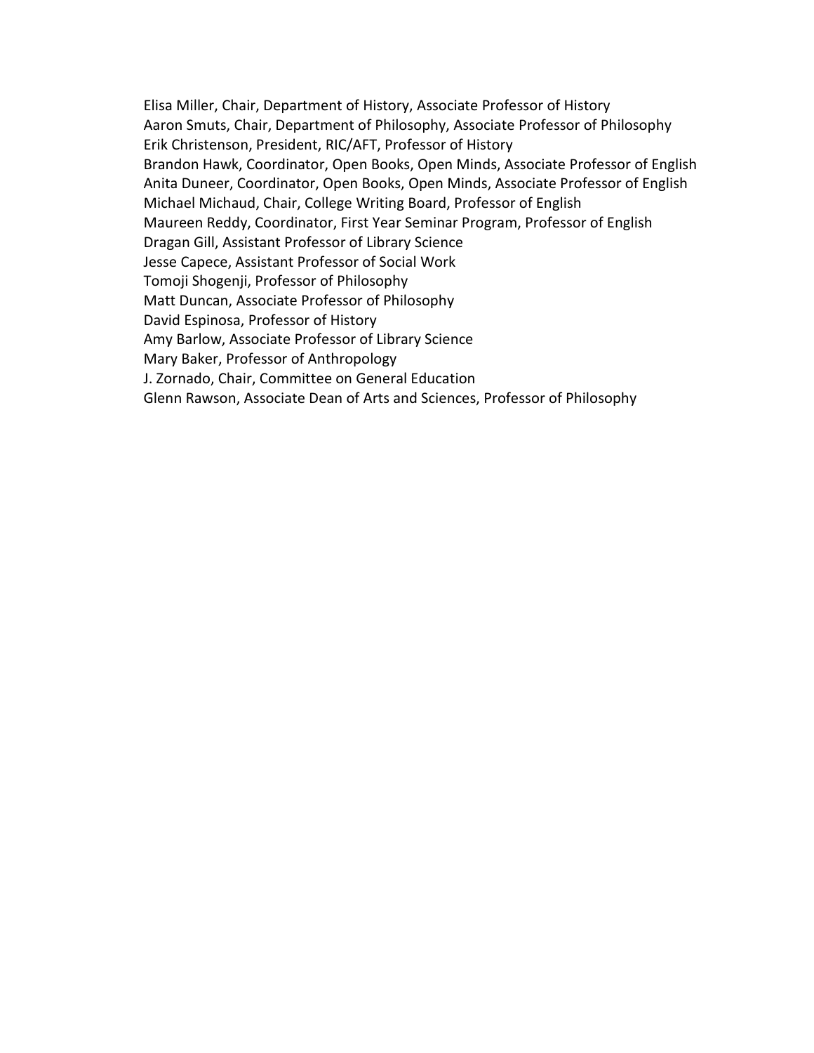Elisa Miller, Chair, Department of History, Associate Professor of History
Aaron Smuts, Chair, Department of Philosophy, Associate Professor of Philosophy
Erik Christenson, President, RIC/AFT, Professor of History
Brandon Hawk, Coordinator, Open Books, Open Minds, Associate Professor of English
Anita Duneer, Coordinator, Open Books, Open Minds, Associate Professor of English
Michael Michaud, Chair, College Writing Board, Professor of English
Maureen Reddy, Coordinator, First Year Seminar Program, Professor of English
Dragan Gill, Assistant Professor of Library Science
Jesse Capece, Assistant Professor of Social Work
Tomoji Shogenji, Professor of Philosophy
Matt Duncan, Associate Professor of Philosophy
David Espinosa, Professor of History
Amy Barlow, Associate Professor of Library Science
Mary Baker, Professor of Anthropology
J. Zornado, Chair, Committee on General Education
Glenn Rawson, Associate Dean of Arts and Sciences, Professor of Philosophy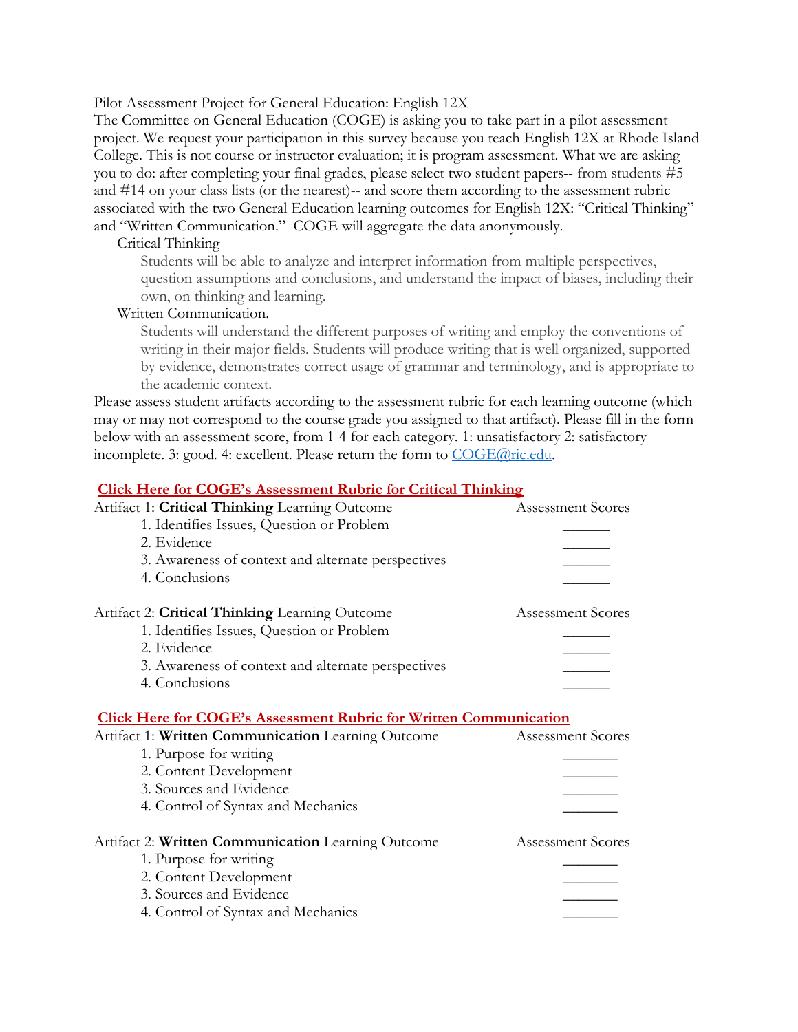Pilot Assessment Project for General Education: English 12X

The Committee on General Education (COGE) is asking you to take part in a pilot assessment project. We request your participation in this survey because you teach English 12X at Rhode Island College. This is not course or instructor evaluation; it is program assessment. What we are asking you to do: after completing your final grades, please select two student papers-- from students #5 and #14 on your class lists (or the nearest)-- and score them according to the assessment rubric associated with the two General Education learning outcomes for English 12X: "Critical Thinking" and "Written Communication." COGE will aggregate the data anonymously.

Critical Thinking

> Students will be able to analyze and interpret information from multiple perspectives, question assumptions and conclusions, and understand the impact of biases, including their own, on thinking and learning.

Written Communication.

> Students will understand the different purposes of writing and employ the conventions of writing in their major fields. Students will produce writing that is well organized, supported by evidence, demonstrates correct usage of grammar and terminology, and is appropriate to the academic context.

Please assess student artifacts according to the assessment rubric for each learning outcome (which may or may not correspond to the course grade you assigned to that artifact). Please fill in the form below with an assessment score, from 1-4 for each category. 1: unsatisfactory 2: satisfactory incomplete. 3: good. 4: excellent. Please return the form to COGE@ric.edu.

**Click Here for COGE's Assessment Rubric for Critical Thinking**

| Artifact 1: **Critical Thinking** Learning Outcome | Assessment Scores |
|---|---|
| 1. Identifies Issues, Question or Problem | ______ |
| 2. Evidence | ______ |
| 3. Awareness of context and alternate perspectives | ______ |
| 4. Conclusions | ______ |

| Artifact 2: **Critical Thinking** Learning Outcome | Assessment Scores |
|---|---|
| 1. Identifies Issues, Question or Problem | ______ |
| 2. Evidence | ______ |
| 3. Awareness of context and alternate perspectives | ______ |
| 4. Conclusions | ______ |

**Click Here for COGE's Assessment Rubric for Written Communication**

| Artifact 1: **Written Communication** Learning Outcome | Assessment Scores |
|---|---|
| 1. Purpose for writing | _______ |
| 2. Content Development | _______ |
| 3. Sources and Evidence | _______ |
| 4. Control of Syntax and Mechanics | _______ |

| Artifact 2: **Written Communication** Learning Outcome | Assessment Scores |
|---|---|
| 1. Purpose for writing | _______ |
| 2. Content Development | _______ |
| 3. Sources and Evidence | _______ |
| 4. Control of Syntax and Mechanics | _______ |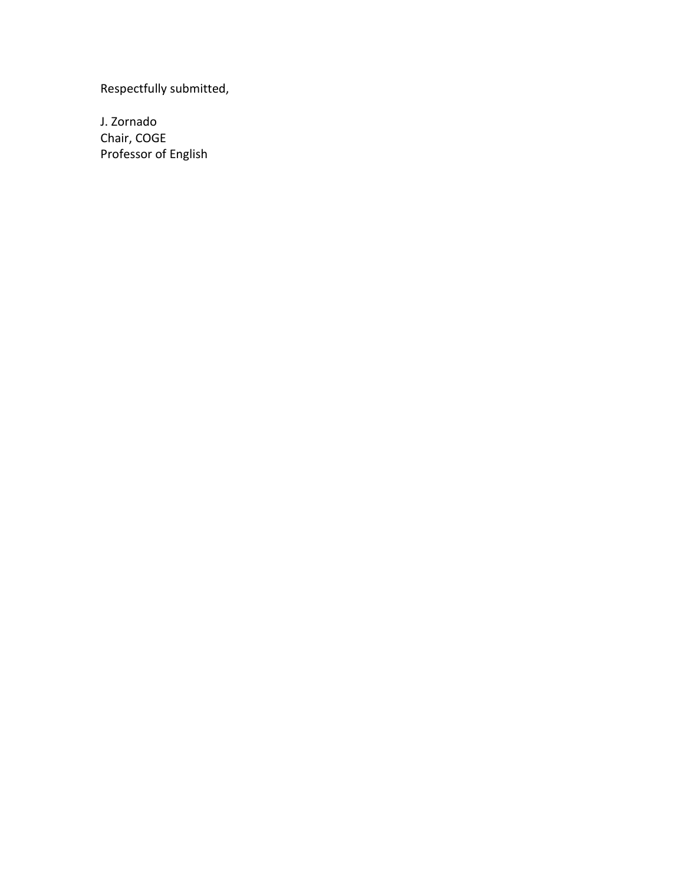Respectfully submitted,

J. Zornado
Chair, COGE
Professor of English